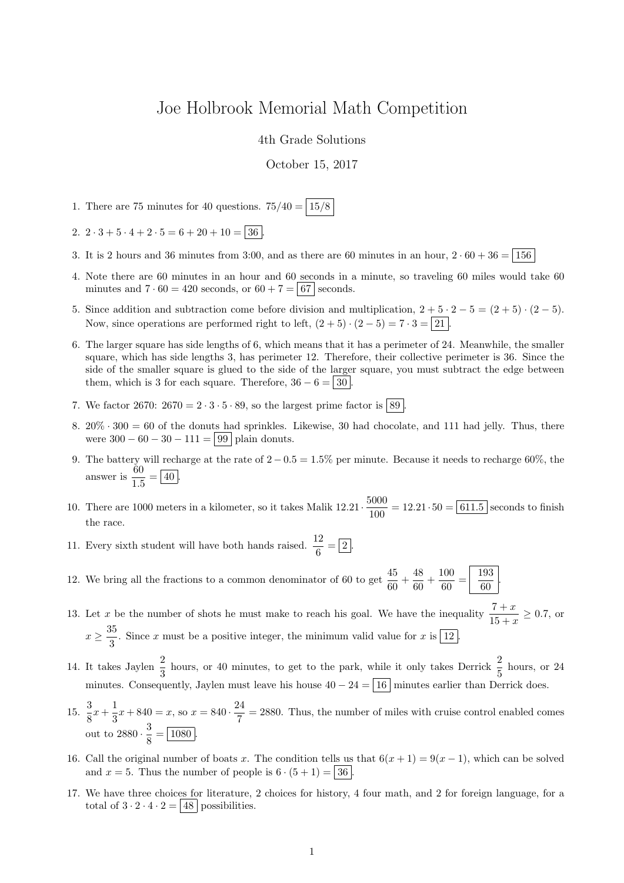# Joe Holbrook Memorial Math Competition

4th Grade Solutions

October 15, 2017

1. There are 75 minutes for 40 questions. $75/40 = \boxed{15/8}$

2. $2 \cdot 3 + 5 \cdot 4 + 2 \cdot 5 = 6 + 20 + 10 = \boxed{36}$.

3. It is 2 hours and 36 minutes from 3:00, and as there are 60 minutes in an hour, $2 \cdot 60 + 36 = \boxed{156}$

4. Note there are 60 minutes in an hour and 60 seconds in a minute, so traveling 60 miles would take 60 minutes and $7 \cdot 60 = 420$ seconds, or $60 + 7 = \boxed{67}$ seconds.

5. Since addition and subtraction come before division and multiplication, $2 + 5 \cdot 2 - 5 = (2 + 5) \cdot (2 - 5)$. Now, since operations are performed right to left, $(2 + 5) \cdot (2 - 5) = 7 \cdot 3 = \boxed{21}$.

6. The larger square has side lengths of 6, which means that it has a perimeter of 24. Meanwhile, the smaller square, which has side lengths 3, has perimeter 12. Therefore, their collective perimeter is 36. Since the side of the smaller square is glued to the side of the larger square, you must subtract the edge between them, which is 3 for each square. Therefore, $36 - 6 = \boxed{30}$.

7. We factor 2670: $2670 = 2 \cdot 3 \cdot 5 \cdot 89$, so the largest prime factor is $\boxed{89}$.

8. $20\% \cdot 300 = 60$ of the donuts had sprinkles. Likewise, 30 had chocolate, and 111 had jelly. Thus, there were $300 - 60 - 30 - 111 = \boxed{99}$ plain donuts.

9. The battery will recharge at the rate of $2 - 0.5 = 1.5\%$ per minute. Because it needs to recharge 60%, the answer is $\dfrac{60}{1.5} = \boxed{40}$.

10. There are 1000 meters in a kilometer, so it takes Malik $12.21 \cdot \dfrac{5000}{100} = 12.21 \cdot 50 = \boxed{611.5}$ seconds to finish the race.

11. Every sixth student will have both hands raised. $\dfrac{12}{6} = \boxed{2}$.

12. We bring all the fractions to a common denominator of 60 to get $\dfrac{45}{60} + \dfrac{48}{60} + \dfrac{100}{60} = \boxed{\dfrac{193}{60}}$.

13. Let $x$ be the number of shots he must make to reach his goal. We have the inequality $\dfrac{7 + x}{15 + x} \geq 0.7$, or $x \geq \dfrac{35}{3}$. Since $x$ must be a positive integer, the minimum valid value for $x$ is $\boxed{12}$.

14. It takes Jaylen $\dfrac{2}{3}$ hours, or 40 minutes, to get to the park, while it only takes Derrick $\dfrac{2}{5}$ hours, or 24 minutes. Consequently, Jaylen must leave his house $40 - 24 = \boxed{16}$ minutes earlier than Derrick does.

15. $\dfrac{3}{8}x + \dfrac{1}{3}x + 840 = x$, so $x = 840 \cdot \dfrac{24}{7} = 2880$. Thus, the number of miles with cruise control enabled comes out to $2880 \cdot \dfrac{3}{8} = \boxed{1080}$.

16. Call the original number of boats $x$. The condition tells us that $6(x + 1) = 9(x - 1)$, which can be solved and $x = 5$. Thus the number of people is $6 \cdot (5 + 1) = \boxed{36}$.

17. We have three choices for literature, 2 choices for history, 4 four math, and 2 for foreign language, for a total of $3 \cdot 2 \cdot 4 \cdot 2 = \boxed{48}$ possibilities.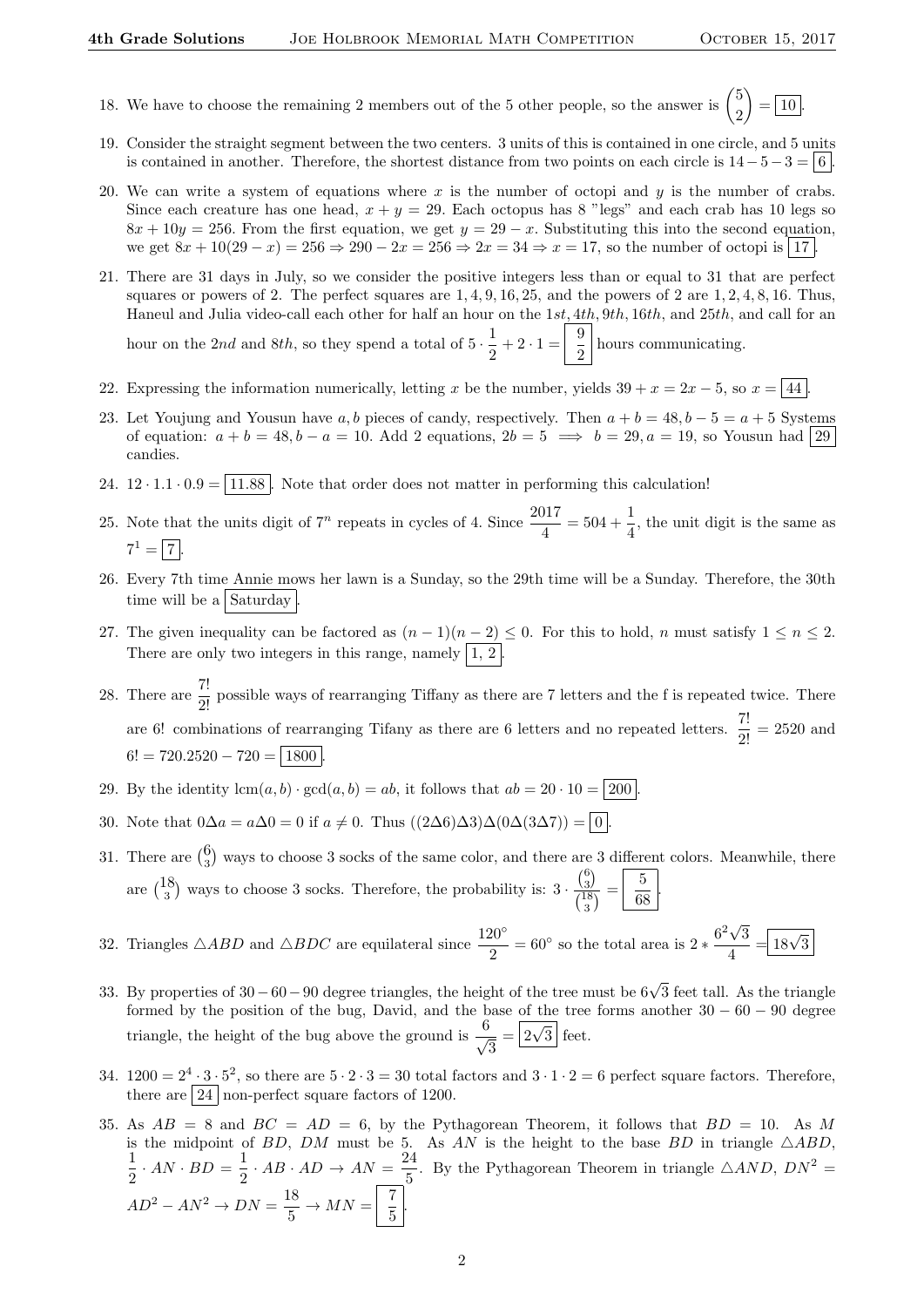18. We have to choose the remaining 2 members out of the 5 other people, so the answer is $\binom{5}{2} = \boxed{10}$.

19. Consider the straight segment between the two centers. 3 units of this is contained in one circle, and 5 units is contained in another. Therefore, the shortest distance from two points on each circle is $14 - 5 - 3 = \boxed{6}$.

20. We can write a system of equations where $x$ is the number of octopi and $y$ is the number of crabs. Since each creature has one head, $x + y = 29$. Each octopus has 8 "legs" and each crab has 10 legs so $8x + 10y = 256$. From the first equation, we get $y = 29 - x$. Substituting this into the second equation, we get $8x + 10(29 - x) = 256 \Rightarrow 290 - 2x = 256 \Rightarrow 2x = 34 \Rightarrow x = 17$, so the number of octopi is $\boxed{17}$.

21. There are 31 days in July, so we consider the positive integers less than or equal to 31 that are perfect squares or powers of 2. The perfect squares are $1, 4, 9, 16, 25$, and the powers of 2 are $1, 2, 4, 8, 16$. Thus, Haneul and Julia video-call each other for half an hour on the $1st, 4th, 9th, 16th$, and $25th$, and call for an hour on the $2nd$ and $8th$, so they spend a total of $5 \cdot \frac{1}{2} + 2 \cdot 1 = \boxed{\frac{9}{2}}$ hours communicating.

22. Expressing the information numerically, letting $x$ be the number, yields $39 + x = 2x - 5$, so $x = \boxed{44}$.

23. Let Youjung and Yousun have $a, b$ pieces of candy, respectively. Then $a + b = 48, b - 5 = a + 5$ Systems of equation: $a + b = 48, b - a = 10$. Add 2 equations, $2b = 5 \implies b = 29, a = 19$, so Yousun had $\boxed{29}$ candies.

24. $12 \cdot 1.1 \cdot 0.9 = \boxed{11.88}$. Note that order does not matter in performing this calculation!

25. Note that the units digit of $7^n$ repeats in cycles of 4. Since $\frac{2017}{4} = 504 + \frac{1}{4}$, the unit digit is the same as $7^1 = \boxed{7}$.

26. Every 7th time Annie mows her lawn is a Sunday, so the 29th time will be a Sunday. Therefore, the 30th time will be a $\boxed{\text{Saturday}}$.

27. The given inequality can be factored as $(n - 1)(n - 2) \leq 0$. For this to hold, $n$ must satisfy $1 \leq n \leq 2$. There are only two integers in this range, namely $\boxed{1, 2}$.

28. There are $\frac{7!}{2!}$ possible ways of rearranging Tiffany as there are 7 letters and the f is repeated twice. There are 6! combinations of rearranging Tifany as there are 6 letters and no repeated letters. $\frac{7!}{2!} = 2520$ and $6! = 720.2520 - 720 = \boxed{1800}$.

29. By the identity $\text{lcm}(a, b) \cdot \gcd(a, b) = ab$, it follows that $ab = 20 \cdot 10 = \boxed{200}$.

30. Note that $0\Delta a = a\Delta 0 = 0$ if $a \neq 0$. Thus $((2\Delta 6)\Delta 3)\Delta(0\Delta(3\Delta 7)) = \boxed{0}$.

31. There are $\binom{6}{3}$ ways to choose 3 socks of the same color, and there are 3 different colors. Meanwhile, there are $\binom{18}{3}$ ways to choose 3 socks. Therefore, the probability is: $3 \cdot \frac{\binom{6}{3}}{\binom{18}{3}} = \boxed{\frac{5}{68}}$.

32. Triangles $\triangle ABD$ and $\triangle BDC$ are equilateral since $\frac{120^\circ}{2} = 60^\circ$ so the total area is $2 * \frac{6^2\sqrt{3}}{4} = \boxed{18\sqrt{3}}$

33. By properties of $30 - 60 - 90$ degree triangles, the height of the tree must be $6\sqrt{3}$ feet tall. As the triangle formed by the position of the bug, David, and the base of the tree forms another $30 - 60 - 90$ degree triangle, the height of the bug above the ground is $\frac{6}{\sqrt{3}} = \boxed{2\sqrt{3}}$ feet.

34. $1200 = 2^4 \cdot 3 \cdot 5^2$, so there are $5 \cdot 2 \cdot 3 = 30$ total factors and $3 \cdot 1 \cdot 2 = 6$ perfect square factors. Therefore, there are $\boxed{24}$ non-perfect square factors of 1200.

35. As $AB = 8$ and $BC = AD = 6$, by the Pythagorean Theorem, it follows that $BD = 10$. As $M$ is the midpoint of $BD$, $DM$ must be 5. As $AN$ is the height to the base $BD$ in triangle $\triangle ABD$, $\frac{1}{2} \cdot AN \cdot BD = \frac{1}{2} \cdot AB \cdot AD \to AN = \frac{24}{5}$. By the Pythagorean Theorem in triangle $\triangle AND$, $DN^2 = AD^2 - AN^2 \to DN = \frac{18}{5} \to MN = \boxed{\frac{7}{5}}$.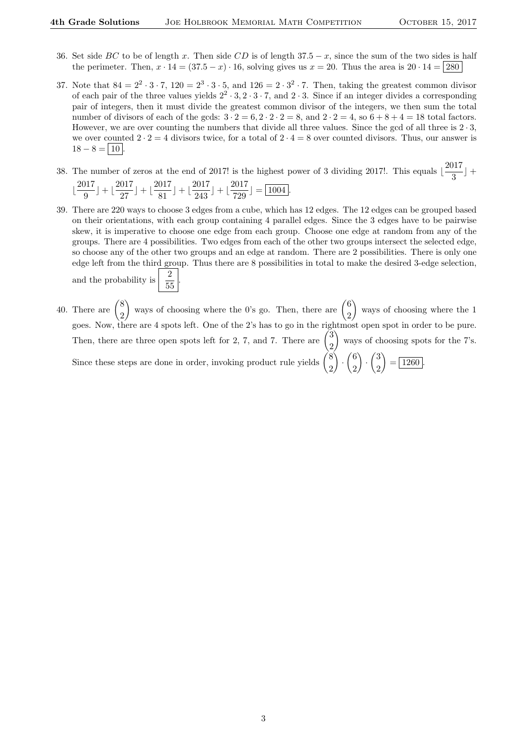36. Set side $BC$ to be of length $x$. Then side $CD$ is of length $37.5 - x$, since the sum of the two sides is half the perimeter. Then, $x \cdot 14 = (37.5 - x) \cdot 16$, solving gives us $x = 20$. Thus the area is $20 \cdot 14 = \boxed{280}$

37. Note that $84 = 2^2 \cdot 3 \cdot 7$, $120 = 2^3 \cdot 3 \cdot 5$, and $126 = 2 \cdot 3^2 \cdot 7$. Then, taking the greatest common divisor of each pair of the three values yields $2^2 \cdot 3, 2 \cdot 3 \cdot 7$, and $2 \cdot 3$. Since if an integer divides a corresponding pair of integers, then it must divide the greatest common divisor of the integers, we then sum the total number of divisors of each of the gcds: $3 \cdot 2 = 6, 2 \cdot 2 \cdot 2 = 8$, and $2 \cdot 2 = 4$, so $6 + 8 + 4 = 18$ total factors. However, we are over counting the numbers that divide all three values. Since the gcd of all three is $2 \cdot 3$, we over counted $2 \cdot 2 = 4$ divisors twice, for a total of $2 \cdot 4 = 8$ over counted divisors. Thus, our answer is $18 - 8 = \boxed{10}$.

38. The number of zeros at the end of 2017! is the highest power of 3 dividing 2017!. This equals $\lfloor \frac{2017}{3} \rfloor + \lfloor \frac{2017}{9} \rfloor + \lfloor \frac{2017}{27} \rfloor + \lfloor \frac{2017}{81} \rfloor + \lfloor \frac{2017}{243} \rfloor + \lfloor \frac{2017}{729} \rfloor = \boxed{1004}$.

39. There are 220 ways to choose 3 edges from a cube, which has 12 edges. The 12 edges can be grouped based on their orientations, with each group containing 4 parallel edges. Since the 3 edges have to be pairwise skew, it is imperative to choose one edge from each group. Choose one edge at random from any of the groups. There are 4 possibilities. Two edges from each of the other two groups intersect the selected edge, so choose any of the other two groups and an edge at random. There are 2 possibilities. There is only one edge left from the third group. Thus there are 8 possibilities in total to make the desired 3-edge selection, and the probability is $\boxed{\frac{2}{55}}$.

40. There are $\binom{8}{2}$ ways of choosing where the 0's go. Then, there are $\binom{6}{2}$ ways of choosing where the 1 goes. Now, there are 4 spots left. One of the 2's has to go in the rightmost open spot in order to be pure. Then, there are three open spots left for 2, 7, and 7. There are $\binom{3}{2}$ ways of choosing spots for the 7's. Since these steps are done in order, invoking product rule yields $\binom{8}{2} \cdot \binom{6}{2} \cdot \binom{3}{2} = \boxed{1260}$.